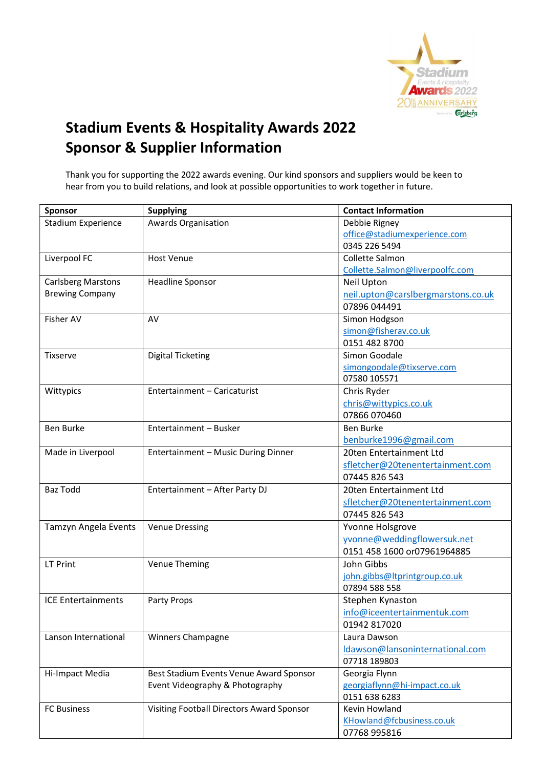# Stadium Events & Hospitality Awards 2022
# Sponsor & Supplier Information

Thank you for supporting the 2022 awards evening. Our kind sponsors and suppliers would be keen to hear from you to build relations, and look at possible opportunities to work together in future.

| Sponsor | Supplying | Contact Information |
|---|---|---|
| Stadium Experience | Awards Organisation | Debbie Rigney<br>office@stadiumexperience.com<br>0345 226 5494 |
| Liverpool FC | Host Venue | Collette Salmon<br>Collette.Salmon@liverpoolfc.com |
| Carlsberg Marstons Brewing Company | Headline Sponsor | Neil Upton<br>neil.upton@carslbergmarstons.co.uk<br>07896 044491 |
| Fisher AV | AV | Simon Hodgson<br>simon@fisherav.co.uk<br>0151 482 8700 |
| Tixserve | Digital Ticketing | Simon Goodale<br>simongoodale@tixserve.com<br>07580 105571 |
| Wittypics | Entertainment – Caricaturist | Chris Ryder<br>chris@wittypics.co.uk<br>07866 070460 |
| Ben Burke | Entertainment – Busker | Ben Burke<br>benburke1996@gmail.com |
| Made in Liverpool | Entertainment – Music During Dinner | 20ten Entertainment Ltd<br>sfletcher@20tenentertainment.com<br>07445 826 543 |
| Baz Todd | Entertainment – After Party DJ | 20ten Entertainment Ltd<br>sfletcher@20tenentertainment.com<br>07445 826 543 |
| Tamzyn Angela Events | Venue Dressing | Yvonne Holsgrove<br>yvonne@weddingflowersuk.net<br>0151 458 1600 or07961964885 |
| LT Print | Venue Theming | John Gibbs<br>john.gibbs@ltprintgroup.co.uk<br>07894 588 558 |
| ICE Entertainments | Party Props | Stephen Kynaston<br>info@iceentertainmentuk.com<br>01942 817020 |
| Lanson International | Winners Champagne | Laura Dawson<br>ldawson@lansoninternational.com<br>07718 189803 |
| Hi-Impact Media | Best Stadium Events Venue Award Sponsor<br>Event Videography & Photography | Georgia Flynn<br>georgiaflynn@hi-impact.co.uk<br>0151 638 6283 |
| FC Business | Visiting Football Directors Award Sponsor | Kevin Howland<br>KHowland@fcbusiness.co.uk<br>07768 995816 |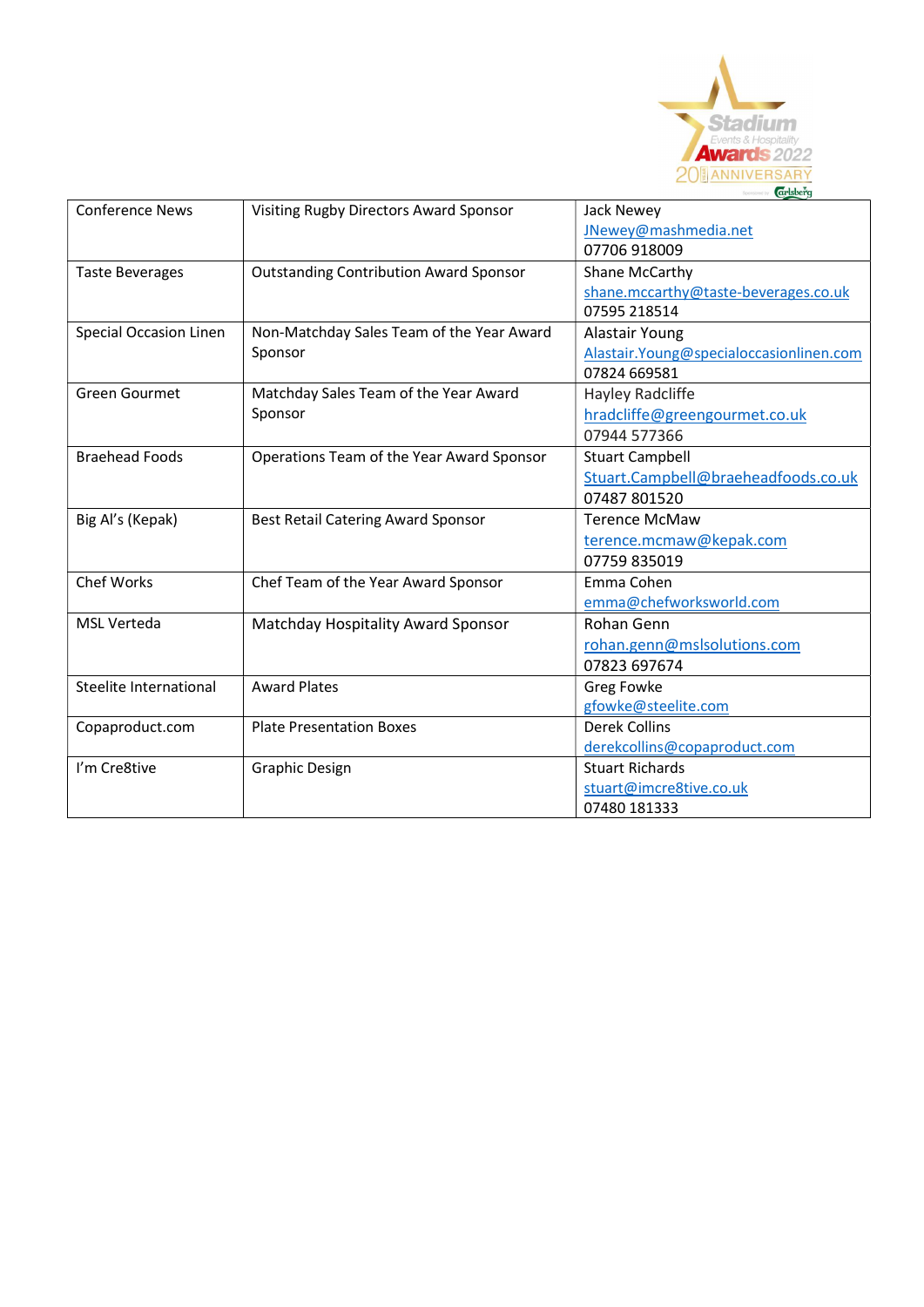| | | |
|---|---|---|
| Conference News | Visiting Rugby Directors Award Sponsor | Jack Newey<br>JNewey@mashmedia.net<br>07706 918009 |
| Taste Beverages | Outstanding Contribution Award Sponsor | Shane McCarthy<br>shane.mccarthy@taste-beverages.co.uk<br>07595 218514 |
| Special Occasion Linen | Non-Matchday Sales Team of the Year Award Sponsor | Alastair Young<br>Alastair.Young@specialoccasionlinen.com<br>07824 669581 |
| Green Gourmet | Matchday Sales Team of the Year Award Sponsor | Hayley Radcliffe<br>hradcliffe@greengourmet.co.uk<br>07944 577366 |
| Braehead Foods | Operations Team of the Year Award Sponsor | Stuart Campbell<br>Stuart.Campbell@braeheadfoods.co.uk<br>07487 801520 |
| Big Al's (Kepak) | Best Retail Catering Award Sponsor | Terence McMaw<br>terence.mcmaw@kepak.com<br>07759 835019 |
| Chef Works | Chef Team of the Year Award Sponsor | Emma Cohen<br>emma@chefworksworld.com |
| MSL Verteda | Matchday Hospitality Award Sponsor | Rohan Genn<br>rohan.genn@mslsolutions.com<br>07823 697674 |
| Steelite International | Award Plates | Greg Fowke<br>gfowke@steelite.com |
| Copaproduct.com | Plate Presentation Boxes | Derek Collins<br>derekcollins@copaproduct.com |
| I'm Cre8tive | Graphic Design | Stuart Richards<br>stuart@imcre8tive.co.uk<br>07480 181333 |